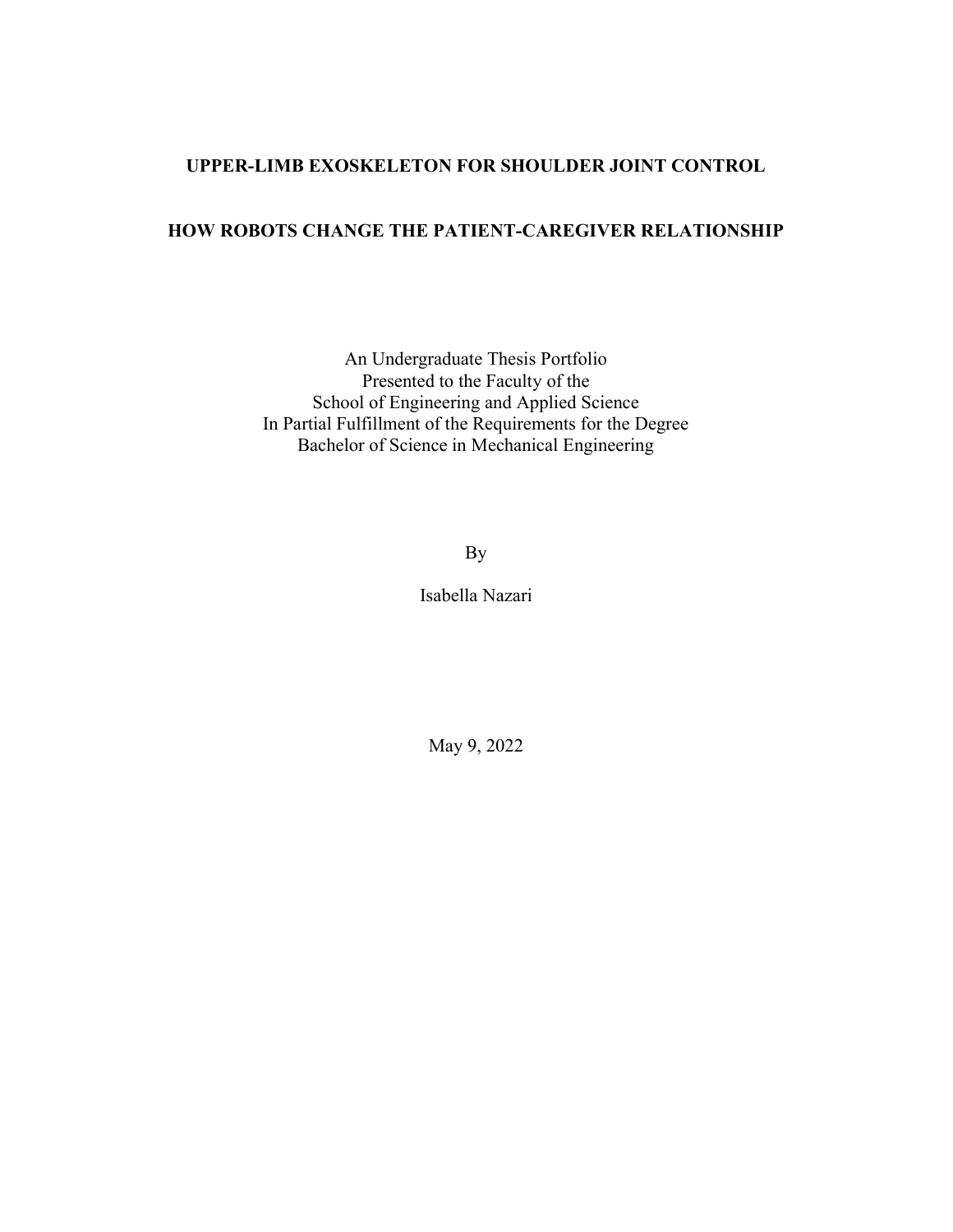**UPPER-LIMB EXOSKELETON FOR SHOULDER JOINT CONTROL**

**HOW ROBOTS CHANGE THE PATIENT-CAREGIVER RELATIONSHIP**

An Undergraduate Thesis Portfolio
Presented to the Faculty of the
School of Engineering and Applied Science
In Partial Fulfillment of the Requirements for the Degree
Bachelor of Science in Mechanical Engineering

By

Isabella Nazari

May 9, 2022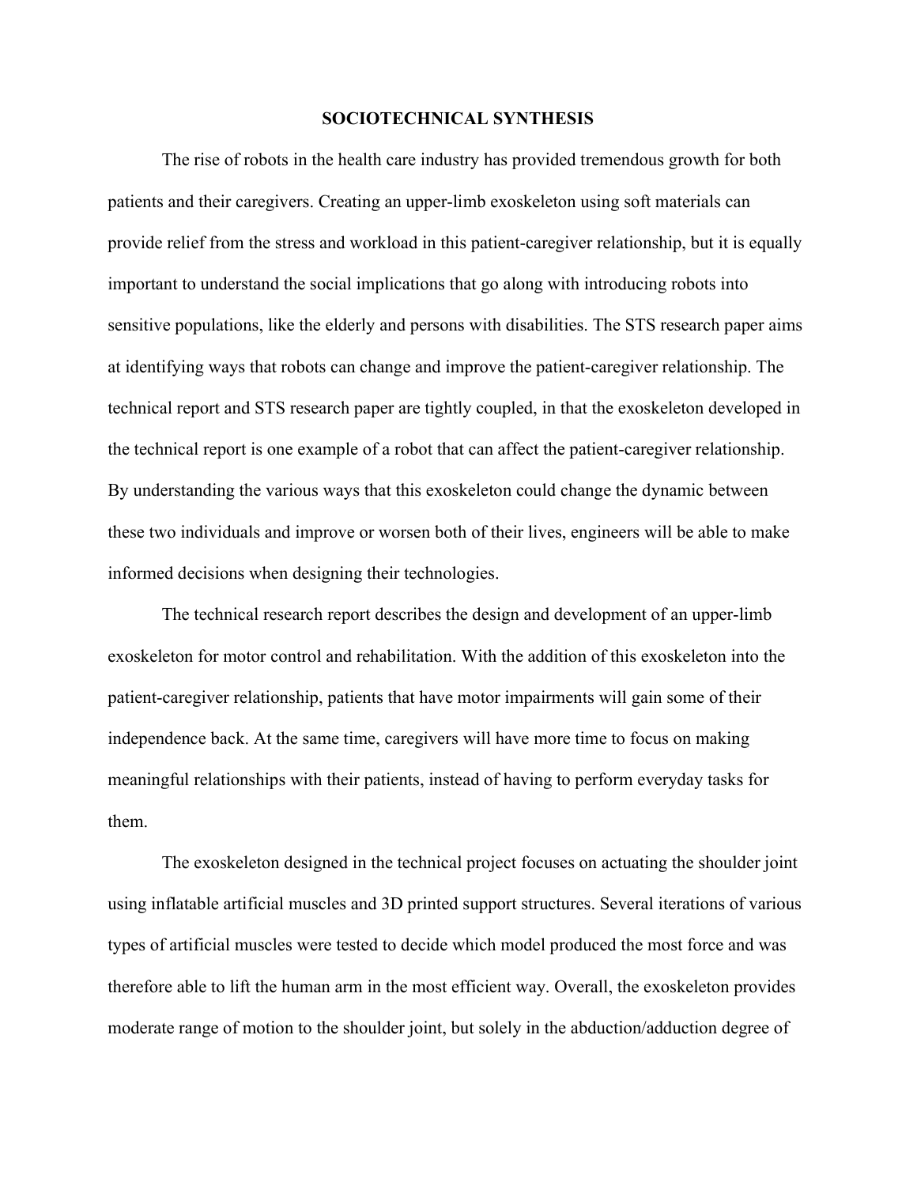# SOCIOTECHNICAL SYNTHESIS

The rise of robots in the health care industry has provided tremendous growth for both patients and their caregivers. Creating an upper-limb exoskeleton using soft materials can provide relief from the stress and workload in this patient-caregiver relationship, but it is equally important to understand the social implications that go along with introducing robots into sensitive populations, like the elderly and persons with disabilities. The STS research paper aims at identifying ways that robots can change and improve the patient-caregiver relationship. The technical report and STS research paper are tightly coupled, in that the exoskeleton developed in the technical report is one example of a robot that can affect the patient-caregiver relationship. By understanding the various ways that this exoskeleton could change the dynamic between these two individuals and improve or worsen both of their lives, engineers will be able to make informed decisions when designing their technologies.

The technical research report describes the design and development of an upper-limb exoskeleton for motor control and rehabilitation. With the addition of this exoskeleton into the patient-caregiver relationship, patients that have motor impairments will gain some of their independence back. At the same time, caregivers will have more time to focus on making meaningful relationships with their patients, instead of having to perform everyday tasks for them.

The exoskeleton designed in the technical project focuses on actuating the shoulder joint using inflatable artificial muscles and 3D printed support structures. Several iterations of various types of artificial muscles were tested to decide which model produced the most force and was therefore able to lift the human arm in the most efficient way. Overall, the exoskeleton provides moderate range of motion to the shoulder joint, but solely in the abduction/adduction degree of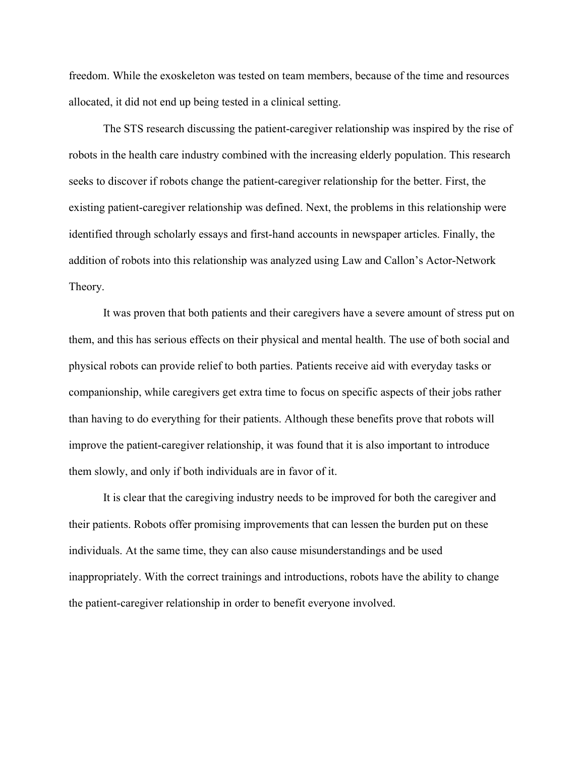freedom. While the exoskeleton was tested on team members, because of the time and resources allocated, it did not end up being tested in a clinical setting.

The STS research discussing the patient-caregiver relationship was inspired by the rise of robots in the health care industry combined with the increasing elderly population. This research seeks to discover if robots change the patient-caregiver relationship for the better. First, the existing patient-caregiver relationship was defined. Next, the problems in this relationship were identified through scholarly essays and first-hand accounts in newspaper articles. Finally, the addition of robots into this relationship was analyzed using Law and Callon's Actor-Network Theory.

It was proven that both patients and their caregivers have a severe amount of stress put on them, and this has serious effects on their physical and mental health. The use of both social and physical robots can provide relief to both parties. Patients receive aid with everyday tasks or companionship, while caregivers get extra time to focus on specific aspects of their jobs rather than having to do everything for their patients. Although these benefits prove that robots will improve the patient-caregiver relationship, it was found that it is also important to introduce them slowly, and only if both individuals are in favor of it.

It is clear that the caregiving industry needs to be improved for both the caregiver and their patients. Robots offer promising improvements that can lessen the burden put on these individuals. At the same time, they can also cause misunderstandings and be used inappropriately. With the correct trainings and introductions, robots have the ability to change the patient-caregiver relationship in order to benefit everyone involved.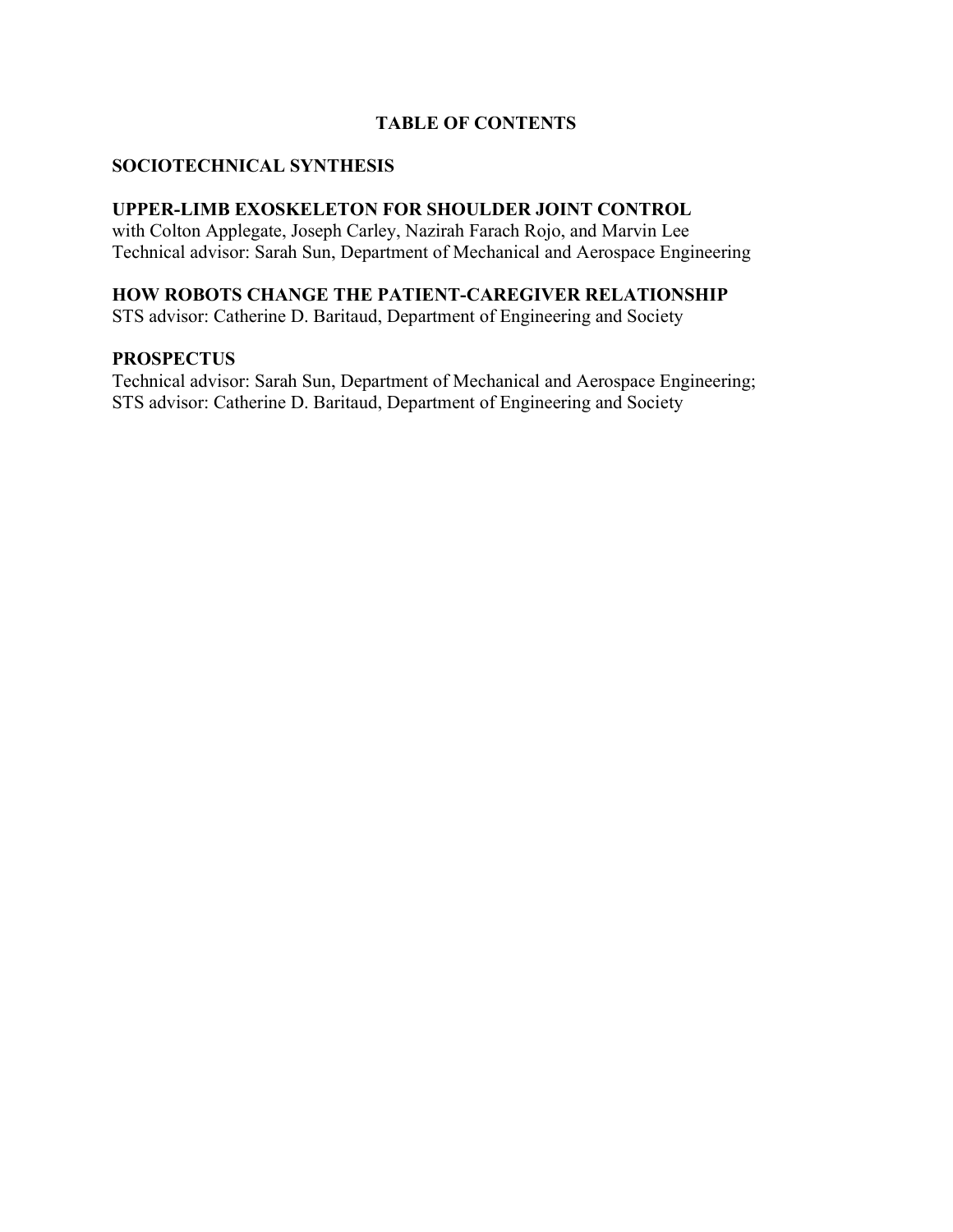# TABLE OF CONTENTS

**SOCIOTECHNICAL SYNTHESIS**

**UPPER-LIMB EXOSKELETON FOR SHOULDER JOINT CONTROL**
with Colton Applegate, Joseph Carley, Nazirah Farach Rojo, and Marvin Lee
Technical advisor: Sarah Sun, Department of Mechanical and Aerospace Engineering

**HOW ROBOTS CHANGE THE PATIENT-CAREGIVER RELATIONSHIP**
STS advisor: Catherine D. Baritaud, Department of Engineering and Society

**PROSPECTUS**
Technical advisor: Sarah Sun, Department of Mechanical and Aerospace Engineering;
STS advisor: Catherine D. Baritaud, Department of Engineering and Society